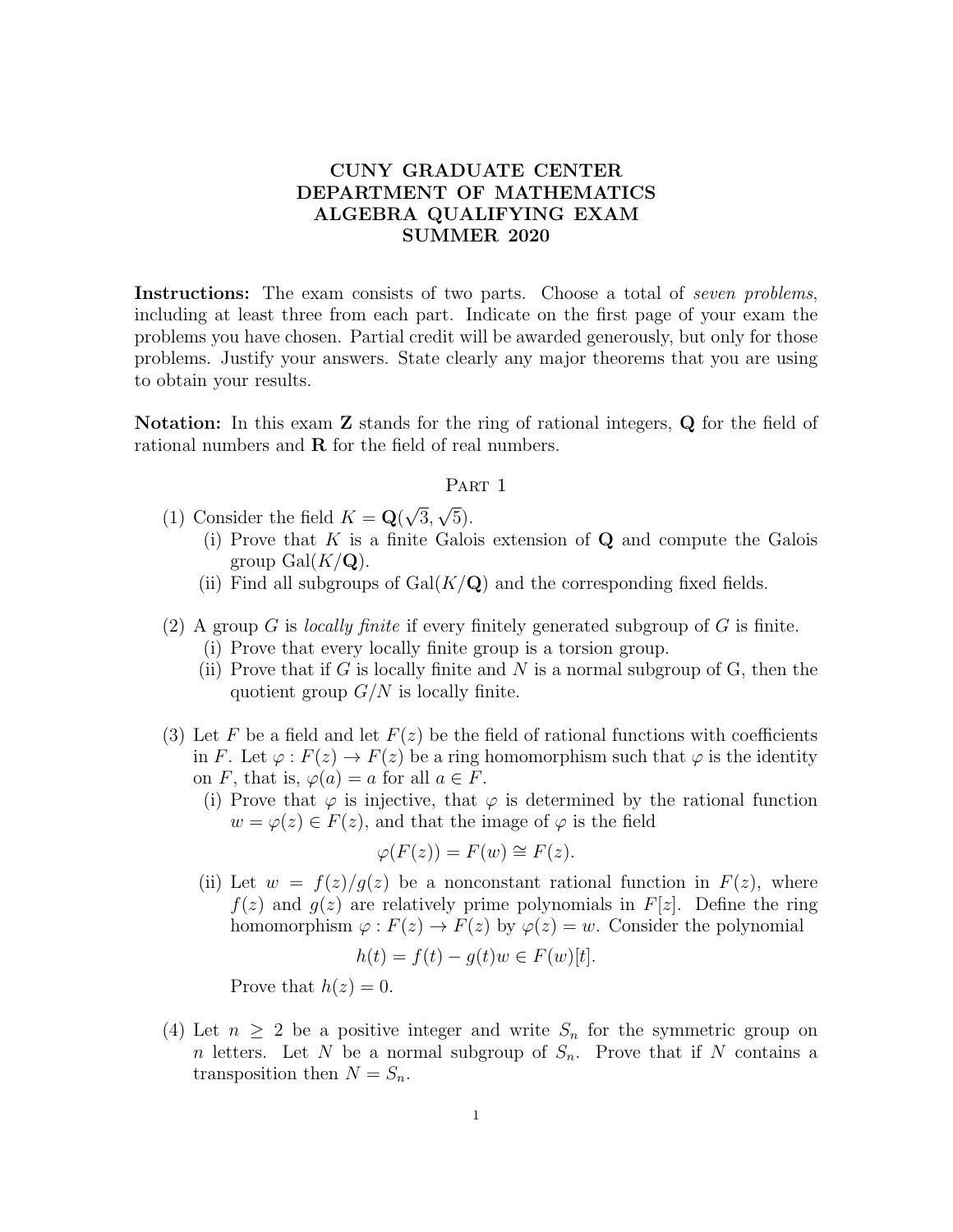# CUNY GRADUATE CENTER
# DEPARTMENT OF MATHEMATICS
# ALGEBRA QUALIFYING EXAM
# SUMMER 2020

**Instructions:** The exam consists of two parts. Choose a total of *seven problems*, including at least three from each part. Indicate on the first page of your exam the problems you have chosen. Partial credit will be awarded generously, but only for those problems. Justify your answers. State clearly any major theorems that you are using to obtain your results.

**Notation:** In this exam $\mathbf{Z}$ stands for the ring of rational integers, $\mathbf{Q}$ for the field of rational numbers and $\mathbf{R}$ for the field of real numbers.

## Part 1

(1) Consider the field $K = \mathbf{Q}(\sqrt{3}, \sqrt{5})$.
   (i) Prove that $K$ is a finite Galois extension of $\mathbf{Q}$ and compute the Galois group $\mathrm{Gal}(K/\mathbf{Q})$.
   (ii) Find all subgroups of $\mathrm{Gal}(K/\mathbf{Q})$ and the corresponding fixed fields.

(2) A group $G$ is *locally finite* if every finitely generated subgroup of $G$ is finite.
   (i) Prove that every locally finite group is a torsion group.
   (ii) Prove that if $G$ is locally finite and $N$ is a normal subgroup of G, then the quotient group $G/N$ is locally finite.

(3) Let $F$ be a field and let $F(z)$ be the field of rational functions with coefficients in $F$. Let $\varphi : F(z) \to F(z)$ be a ring homomorphism such that $\varphi$ is the identity on $F$, that is, $\varphi(a) = a$ for all $a \in F$.
   (i) Prove that $\varphi$ is injective, that $\varphi$ is determined by the rational function $w = \varphi(z) \in F(z)$, and that the image of $\varphi$ is the field
   $$\varphi(F(z)) = F(w) \cong F(z).$$
   (ii) Let $w = f(z)/g(z)$ be a nonconstant rational function in $F(z)$, where $f(z)$ and $g(z)$ are relatively prime polynomials in $F[z]$. Define the ring homomorphism $\varphi : F(z) \to F(z)$ by $\varphi(z) = w$. Consider the polynomial
   $$h(t) = f(t) - g(t)w \in F(w)[t].$$
   Prove that $h(z) = 0$.

(4) Let $n \geq 2$ be a positive integer and write $S_n$ for the symmetric group on $n$ letters. Let $N$ be a normal subgroup of $S_n$. Prove that if $N$ contains a transposition then $N = S_n$.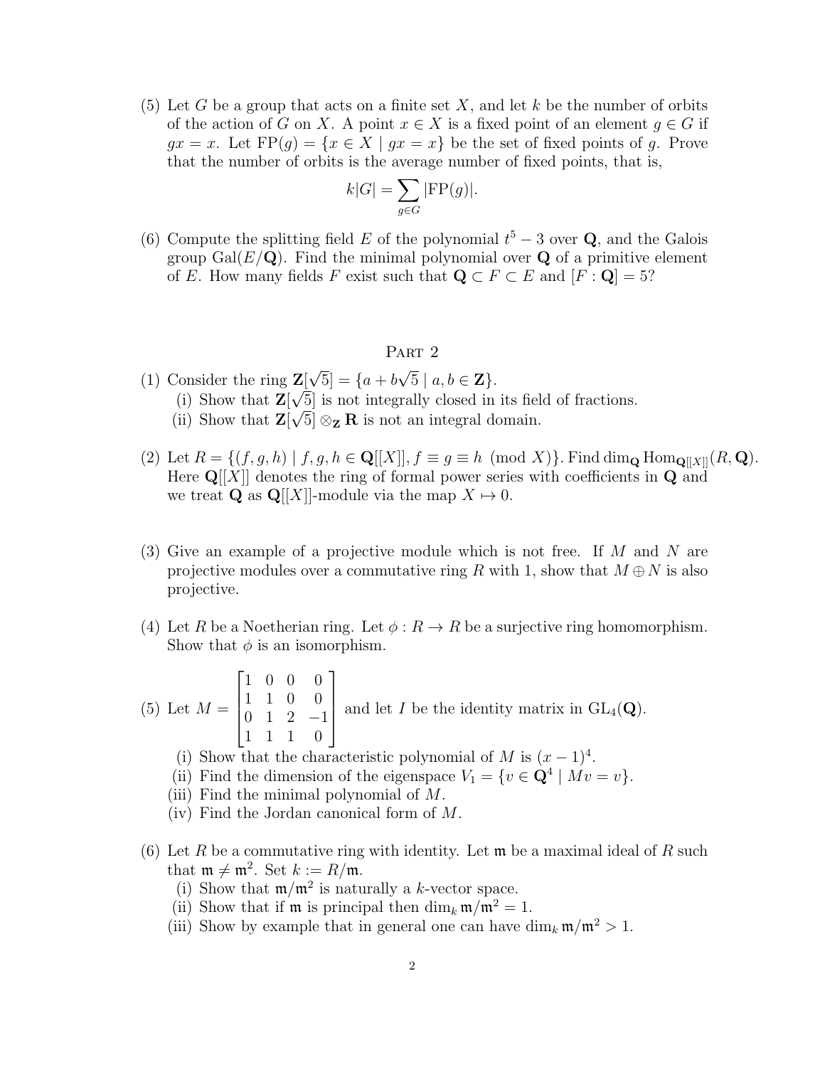(5) Let $G$ be a group that acts on a finite set $X$, and let $k$ be the number of orbits of the action of $G$ on $X$. A point $x \in X$ is a fixed point of an element $g \in G$ if $gx = x$. Let $\mathrm{FP}(g) = \{x \in X \mid gx = x\}$ be the set of fixed points of $g$. Prove that the number of orbits is the average number of fixed points, that is,

$$k|G| = \sum_{g \in G} |\mathrm{FP}(g)|.$$

(6) Compute the splitting field $E$ of the polynomial $t^5 - 3$ over $\mathbf{Q}$, and the Galois group $\mathrm{Gal}(E/\mathbf{Q})$. Find the minimal polynomial over $\mathbf{Q}$ of a primitive element of $E$. How many fields $F$ exist such that $\mathbf{Q} \subset F \subset E$ and $[F : \mathbf{Q}] = 5$?

## PART 2

(1) Consider the ring $\mathbf{Z}[\sqrt{5}] = \{a + b\sqrt{5} \mid a, b \in \mathbf{Z}\}$.
   (i) Show that $\mathbf{Z}[\sqrt{5}]$ is not integrally closed in its field of fractions.
   (ii) Show that $\mathbf{Z}[\sqrt{5}] \otimes_{\mathbf{Z}} \mathbf{R}$ is not an integral domain.

(2) Let $R = \{(f, g, h) \mid f, g, h \in \mathbf{Q}[[X]], f \equiv g \equiv h \pmod{X}\}$. Find $\dim_{\mathbf{Q}} \mathrm{Hom}_{\mathbf{Q}[[X]]}(R, \mathbf{Q})$. Here $\mathbf{Q}[[X]]$ denotes the ring of formal power series with coefficients in $\mathbf{Q}$ and we treat $\mathbf{Q}$ as $\mathbf{Q}[[X]]$-module via the map $X \mapsto 0$.

(3) Give an example of a projective module which is not free. If $M$ and $N$ are projective modules over a commutative ring $R$ with 1, show that $M \oplus N$ is also projective.

(4) Let $R$ be a Noetherian ring. Let $\phi : R \to R$ be a surjective ring homomorphism. Show that $\phi$ is an isomorphism.

(5) Let $M = \begin{bmatrix} 1 & 0 & 0 & 0 \\ 1 & 1 & 0 & 0 \\ 0 & 1 & 2 & -1 \\ 1 & 1 & 1 & 0 \end{bmatrix}$ and let $I$ be the identity matrix in $\mathrm{GL}_4(\mathbf{Q})$.
   (i) Show that the characteristic polynomial of $M$ is $(x - 1)^4$.
   (ii) Find the dimension of the eigenspace $V_1 = \{v \in \mathbf{Q}^4 \mid Mv = v\}$.
   (iii) Find the minimal polynomial of $M$.
   (iv) Find the Jordan canonical form of $M$.

(6) Let $R$ be a commutative ring with identity. Let $\mathfrak{m}$ be a maximal ideal of $R$ such that $\mathfrak{m} \neq \mathfrak{m}^2$. Set $k := R/\mathfrak{m}$.
   (i) Show that $\mathfrak{m}/\mathfrak{m}^2$ is naturally a $k$-vector space.
   (ii) Show that if $\mathfrak{m}$ is principal then $\dim_k \mathfrak{m}/\mathfrak{m}^2 = 1$.
   (iii) Show by example that in general one can have $\dim_k \mathfrak{m}/\mathfrak{m}^2 > 1$.